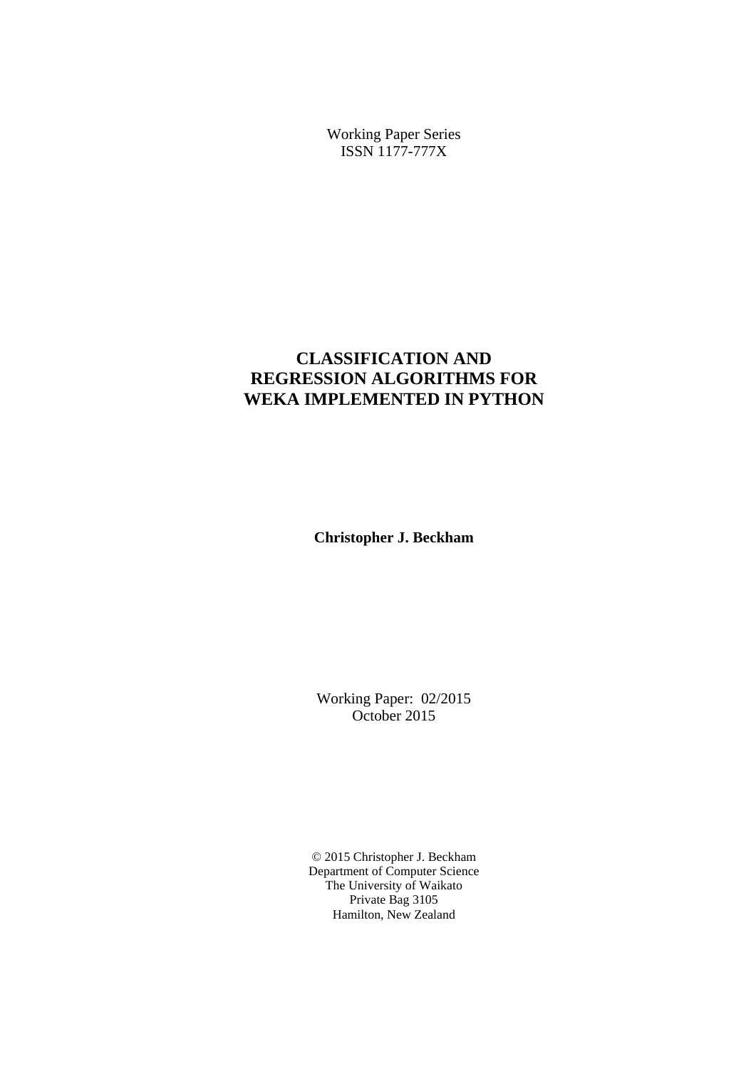Working Paper Series
ISSN 1177-777X

# CLASSIFICATION AND REGRESSION ALGORITHMS FOR WEKA IMPLEMENTED IN PYTHON

**Christopher J. Beckham**

Working Paper: 02/2015
October 2015

© 2015 Christopher J. Beckham
Department of Computer Science
The University of Waikato
Private Bag 3105
Hamilton, New Zealand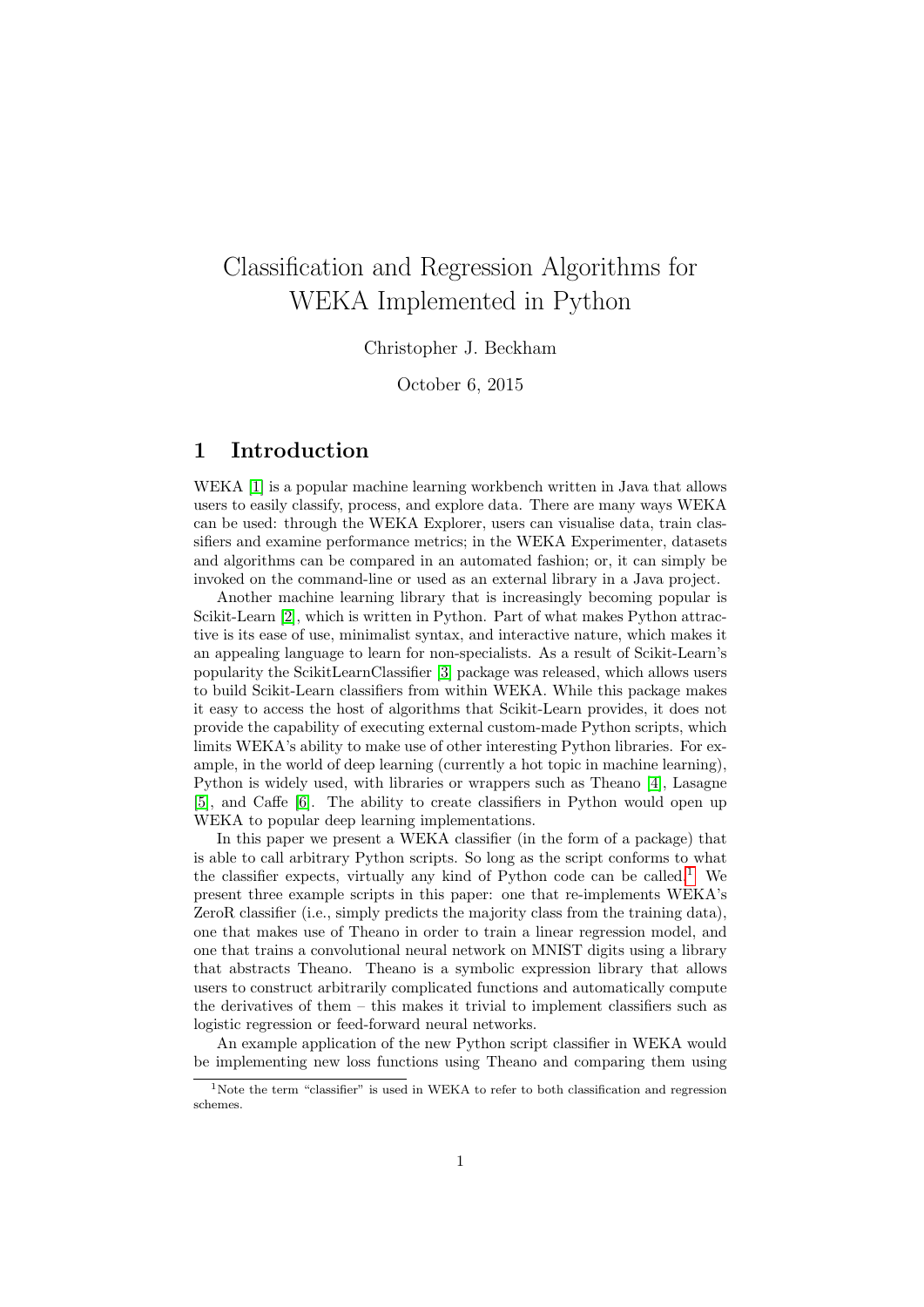# Classification and Regression Algorithms for WEKA Implemented in Python

Christopher J. Beckham

October 6, 2015

## 1 Introduction

WEKA [1] is a popular machine learning workbench written in Java that allows users to easily classify, process, and explore data. There are many ways WEKA can be used: through the WEKA Explorer, users can visualise data, train classifiers and examine performance metrics; in the WEKA Experimenter, datasets and algorithms can be compared in an automated fashion; or, it can simply be invoked on the command-line or used as an external library in a Java project.

Another machine learning library that is increasingly becoming popular is Scikit-Learn [2], which is written in Python. Part of what makes Python attractive is its ease of use, minimalist syntax, and interactive nature, which makes it an appealing language to learn for non-specialists. As a result of Scikit-Learn's popularity the ScikitLearnClassifier [3] package was released, which allows users to build Scikit-Learn classifiers from within WEKA. While this package makes it easy to access the host of algorithms that Scikit-Learn provides, it does not provide the capability of executing external custom-made Python scripts, which limits WEKA's ability to make use of other interesting Python libraries. For example, in the world of deep learning (currently a hot topic in machine learning), Python is widely used, with libraries or wrappers such as Theano [4], Lasagne [5], and Caffe [6]. The ability to create classifiers in Python would open up WEKA to popular deep learning implementations.

In this paper we present a WEKA classifier (in the form of a package) that is able to call arbitrary Python scripts. So long as the script conforms to what the classifier expects, virtually any kind of Python code can be called.[1] We present three example scripts in this paper: one that re-implements WEKA's ZeroR classifier (i.e., simply predicts the majority class from the training data), one that makes use of Theano in order to train a linear regression model, and one that trains a convolutional neural network on MNIST digits using a library that abstracts Theano. Theano is a symbolic expression library that allows users to construct arbitrarily complicated functions and automatically compute the derivatives of them – this makes it trivial to implement classifiers such as logistic regression or feed-forward neural networks.

An example application of the new Python script classifier in WEKA would be implementing new loss functions using Theano and comparing them using

[1] Note the term "classifier" is used in WEKA to refer to both classification and regression schemes.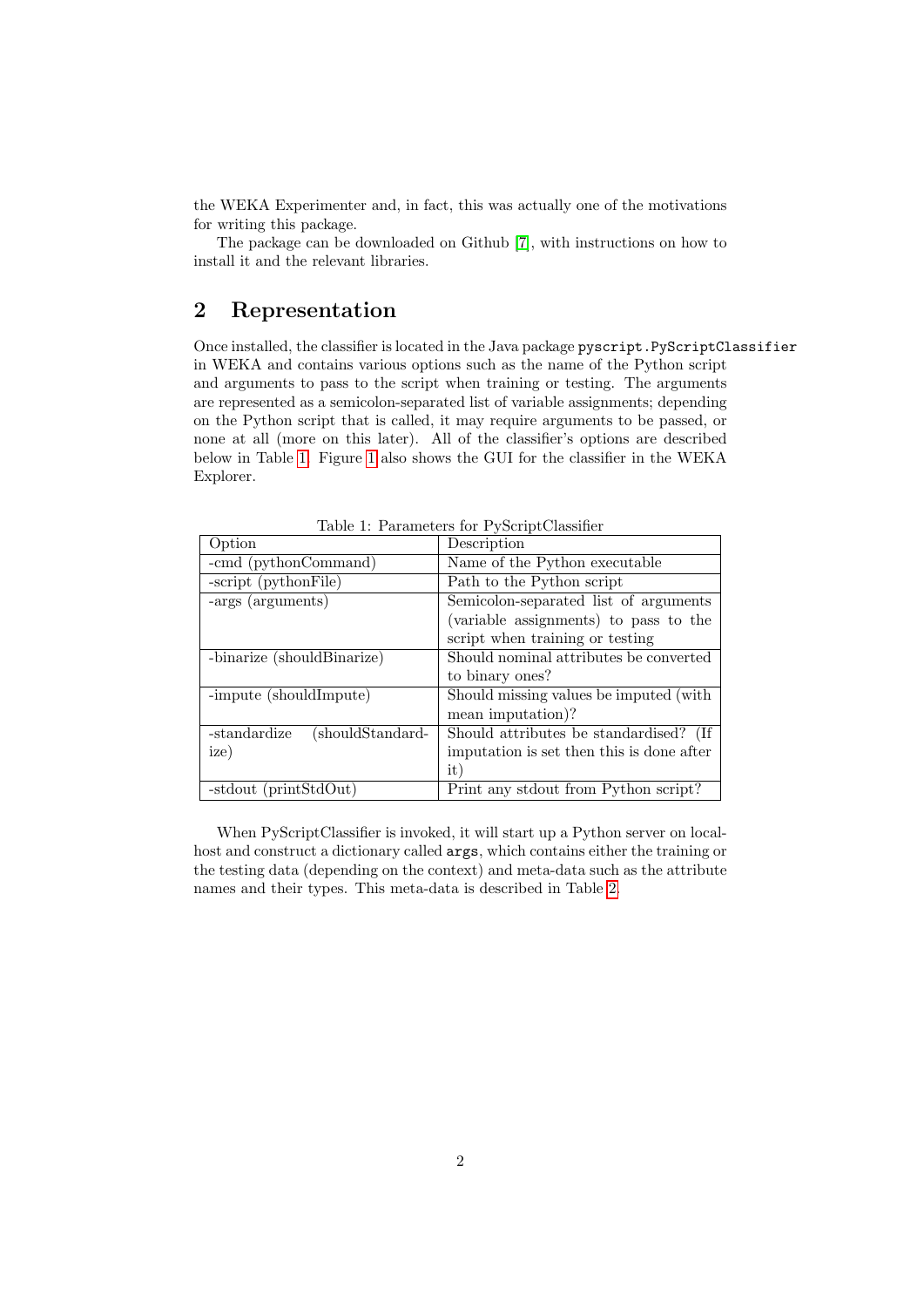the WEKA Experimenter and, in fact, this was actually one of the motivations for writing this package.

The package can be downloaded on Github [7], with instructions on how to install it and the relevant libraries.

## 2 Representation

Once installed, the classifier is located in the Java package `pyscript.PyScriptClassifier` in WEKA and contains various options such as the name of the Python script and arguments to pass to the script when training or testing. The arguments are represented as a semicolon-separated list of variable assignments; depending on the Python script that is called, it may require arguments to be passed, or none at all (more on this later). All of the classifier's options are described below in Table 1. Figure 1 also shows the GUI for the classifier in the WEKA Explorer.

Table 1: Parameters for PyScriptClassifier

| Option | Description |
| --- | --- |
| -cmd (pythonCommand) | Name of the Python executable |
| -script (pythonFile) | Path to the Python script |
| -args (arguments) | Semicolon-separated list of arguments (variable assignments) to pass to the script when training or testing |
| -binarize (shouldBinarize) | Should nominal attributes be converted to binary ones? |
| -impute (shouldImpute) | Should missing values be imputed (with mean imputation)? |
| -standardize (shouldStandardize) | Should attributes be standardised? (If imputation is set then this is done after it) |
| -stdout (printStdOut) | Print any stdout from Python script? |

When PyScriptClassifier is invoked, it will start up a Python server on localhost and construct a dictionary called `args`, which contains either the training or the testing data (depending on the context) and meta-data such as the attribute names and their types. This meta-data is described in Table 2.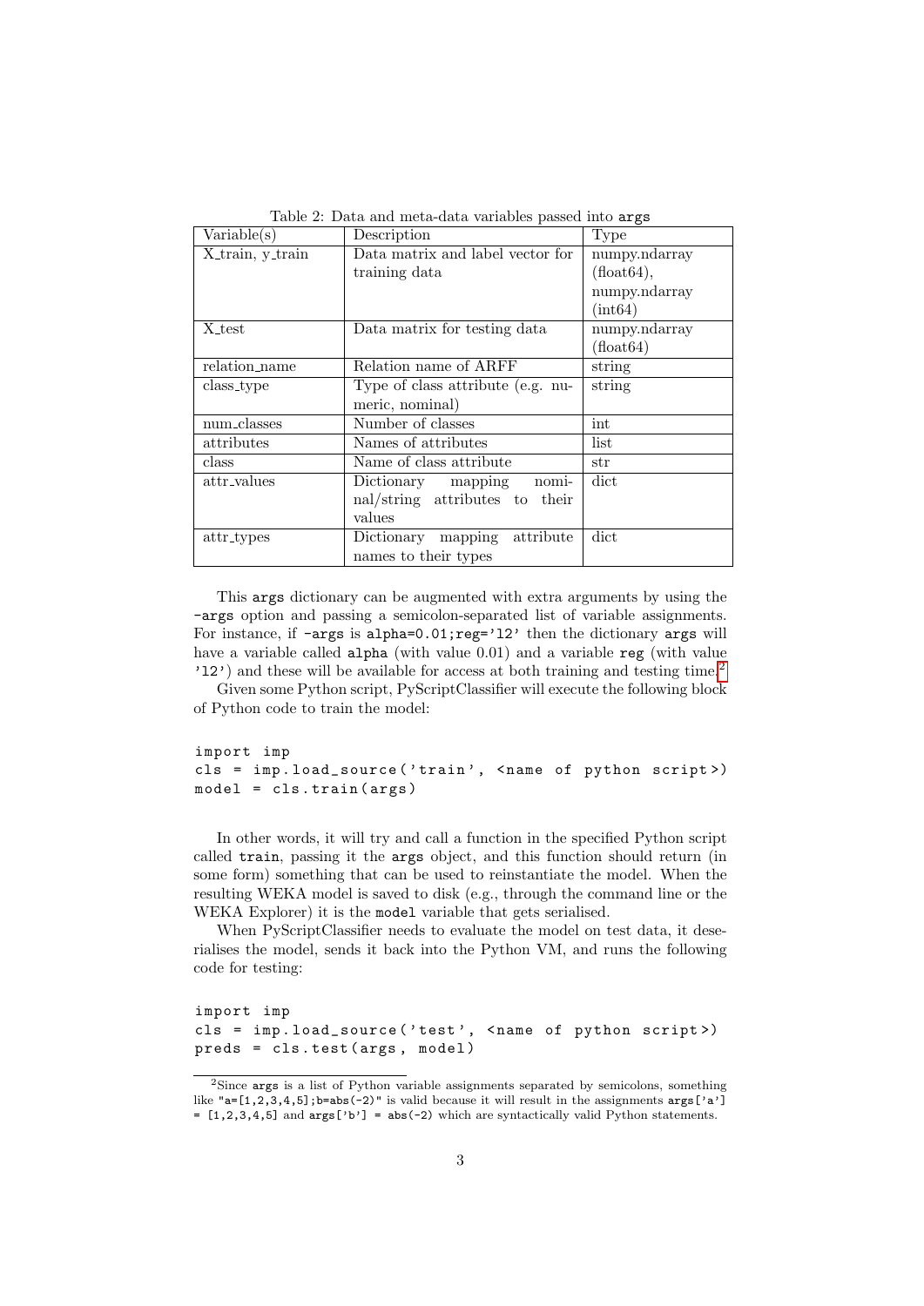Table 2: Data and meta-data variables passed into `args`

| Variable(s) | Description | Type |
|---|---|---|
| X_train, y_train | Data matrix and label vector for training data | numpy.ndarray (float64), numpy.ndarray (int64) |
| X_test | Data matrix for testing data | numpy.ndarray (float64) |
| relation_name | Relation name of ARFF | string |
| class_type | Type of class attribute (e.g. numeric, nominal) | string |
| num_classes | Number of classes | int |
| attributes | Names of attributes | list |
| class | Name of class attribute | str |
| attr_values | Dictionary mapping nominal/string attributes to their values | dict |
| attr_types | Dictionary mapping attribute names to their types | dict |

This `args` dictionary can be augmented with extra arguments by using the `-args` option and passing a semicolon-separated list of variable assignments. For instance, if `-args` is `alpha=0.01;reg='l2'` then the dictionary `args` will have a variable called `alpha` (with value 0.01) and a variable `reg` (with value `'l2'`) and these will be available for access at both training and testing time.[2]

Given some Python script, PyScriptClassifier will execute the following block of Python code to train the model:

```
import imp
cls = imp.load_source('train', <name of python script>)
model = cls.train(args)
```

In other words, it will try and call a function in the specified Python script called `train`, passing it the `args` object, and this function should return (in some form) something that can be used to reinstantiate the model. When the resulting WEKA model is saved to disk (e.g., through the command line or the WEKA Explorer) it is the `model` variable that gets serialised.

When PyScriptClassifier needs to evaluate the model on test data, it deserialises the model, sends it back into the Python VM, and runs the following code for testing:

```
import imp
cls = imp.load_source('test', <name of python script>)
preds = cls.test(args, model)
```

[2] Since `args` is a list of Python variable assignments separated by semicolons, something like `"a=[1,2,3,4,5];b=abs(-2)"` is valid because it will result in the assignments `args['a'] = [1,2,3,4,5]` and `args['b'] = abs(-2)` which are syntactically valid Python statements.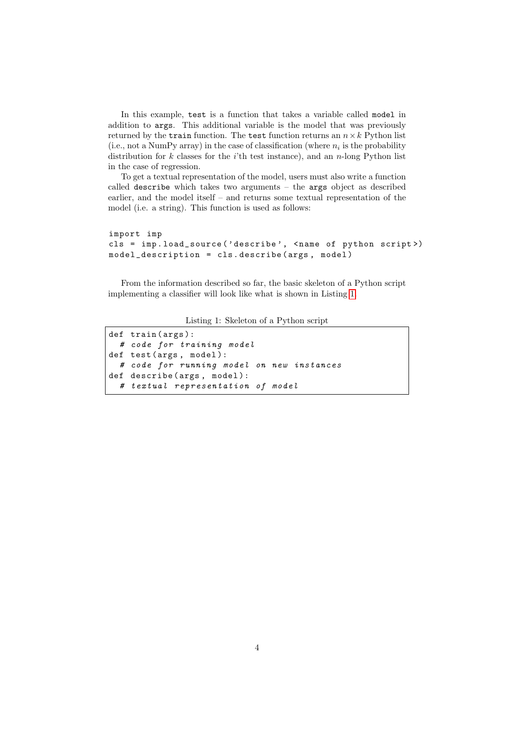In this example, `test` is a function that takes a variable called `model` in addition to `args`. This additional variable is the model that was previously returned by the `train` function. The `test` function returns an $n \times k$ Python list (i.e., not a NumPy array) in the case of classification (where $n_i$ is the probability distribution for $k$ classes for the $i$'th test instance), and an $n$-long Python list in the case of regression.

To get a textual representation of the model, users must also write a function called `describe` which takes two arguments – the `args` object as described earlier, and the model itself – and returns some textual representation of the model (i.e. a string). This function is used as follows:

```
import imp
cls = imp.load_source('describe', <name of python script>)
model_description = cls.describe(args, model)
```

From the information described so far, the basic skeleton of a Python script implementing a classifier will look like what is shown in Listing 1.

Listing 1: Skeleton of a Python script

```
def train(args):
  # code for training model
def test(args, model):
  # code for running model on new instances
def describe(args, model):
  # textual representation of model
```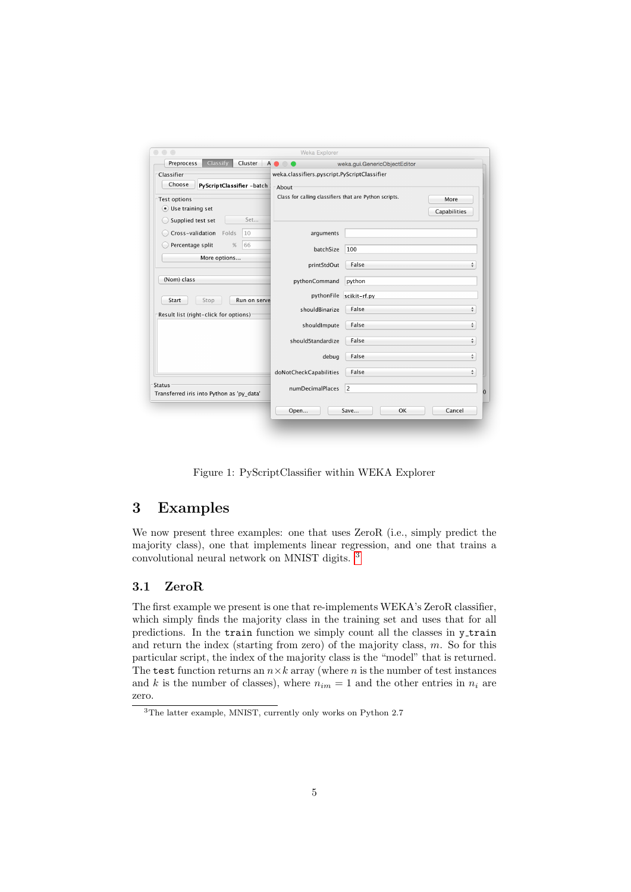Figure 1: PyScriptClassifier within WEKA Explorer

## 3 Examples

We now present three examples: one that uses ZeroR (i.e., simply predict the majority class), one that implements linear regression, and one that trains a convolutional neural network on MNIST digits. [3]

### 3.1 ZeroR

The first example we present is one that re-implements WEKA's ZeroR classifier, which simply finds the majority class in the training set and uses that for all predictions. In the `train` function we simply count all the classes in `y_train` and return the index (starting from zero) of the majority class, $m$. So for this particular script, the index of the majority class is the "model" that is returned. The `test` function returns an $n \times k$ array (where $n$ is the number of test instances and $k$ is the number of classes), where $n_{im} = 1$ and the other entries in $n_i$ are zero.

[3] The latter example, MNIST, currently only works on Python 2.7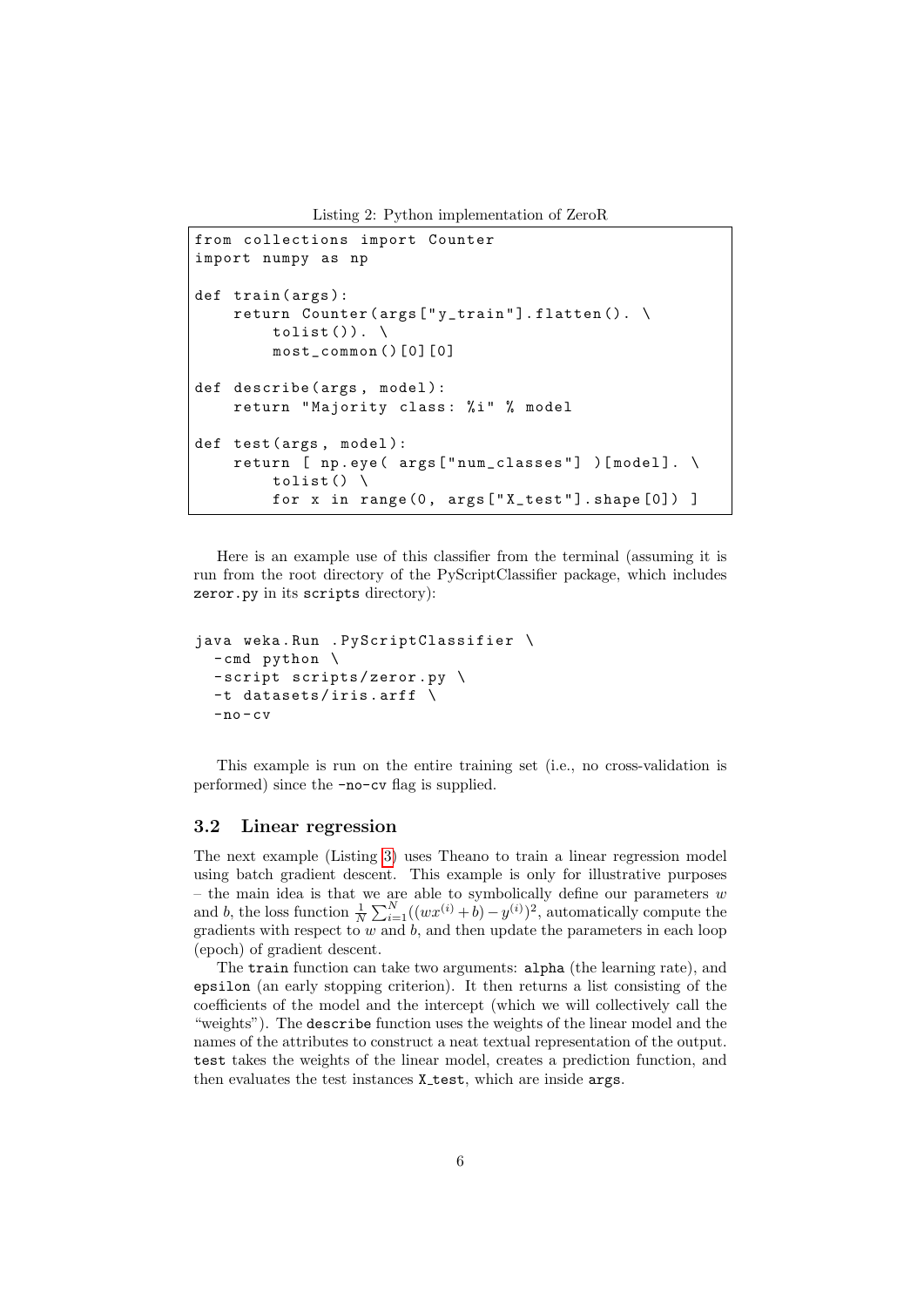Listing 2: Python implementation of ZeroR

```
from collections import Counter
import numpy as np

def train(args):
    return Counter(args["y_train"].flatten(). \
        tolist()). \
        most_common()[0][0]

def describe(args, model):
    return "Majority class: %i" % model

def test(args, model):
    return [ np.eye( args["num_classes"] )[model]. \
        tolist() \
        for x in range(0, args["X_test"].shape[0]) ]
```

Here is an example use of this classifier from the terminal (assuming it is run from the root directory of the PyScriptClassifier package, which includes `zeror.py` in its `scripts` directory):

```
java weka.Run .PyScriptClassifier \
  -cmd python \
  -script scripts/zeror.py \
  -t datasets/iris.arff \
  -no-cv
```

This example is run on the entire training set (i.e., no cross-validation is performed) since the `-no-cv` flag is supplied.

### 3.2 Linear regression

The next example (Listing 3) uses Theano to train a linear regression model using batch gradient descent. This example is only for illustrative purposes – the main idea is that we are able to symbolically define our parameters $w$ and $b$, the loss function $\frac{1}{N}\sum_{i=1}^{N}((wx^{(i)}+b)-y^{(i)})^2$, automatically compute the gradients with respect to $w$ and $b$, and then update the parameters in each loop (epoch) of gradient descent.

The `train` function can take two arguments: `alpha` (the learning rate), and `epsilon` (an early stopping criterion). It then returns a list consisting of the coefficients of the model and the intercept (which we will collectively call the "weights"). The `describe` function uses the weights of the linear model and the names of the attributes to construct a neat textual representation of the output. `test` takes the weights of the linear model, creates a prediction function, and then evaluates the test instances `X_test`, which are inside `args`.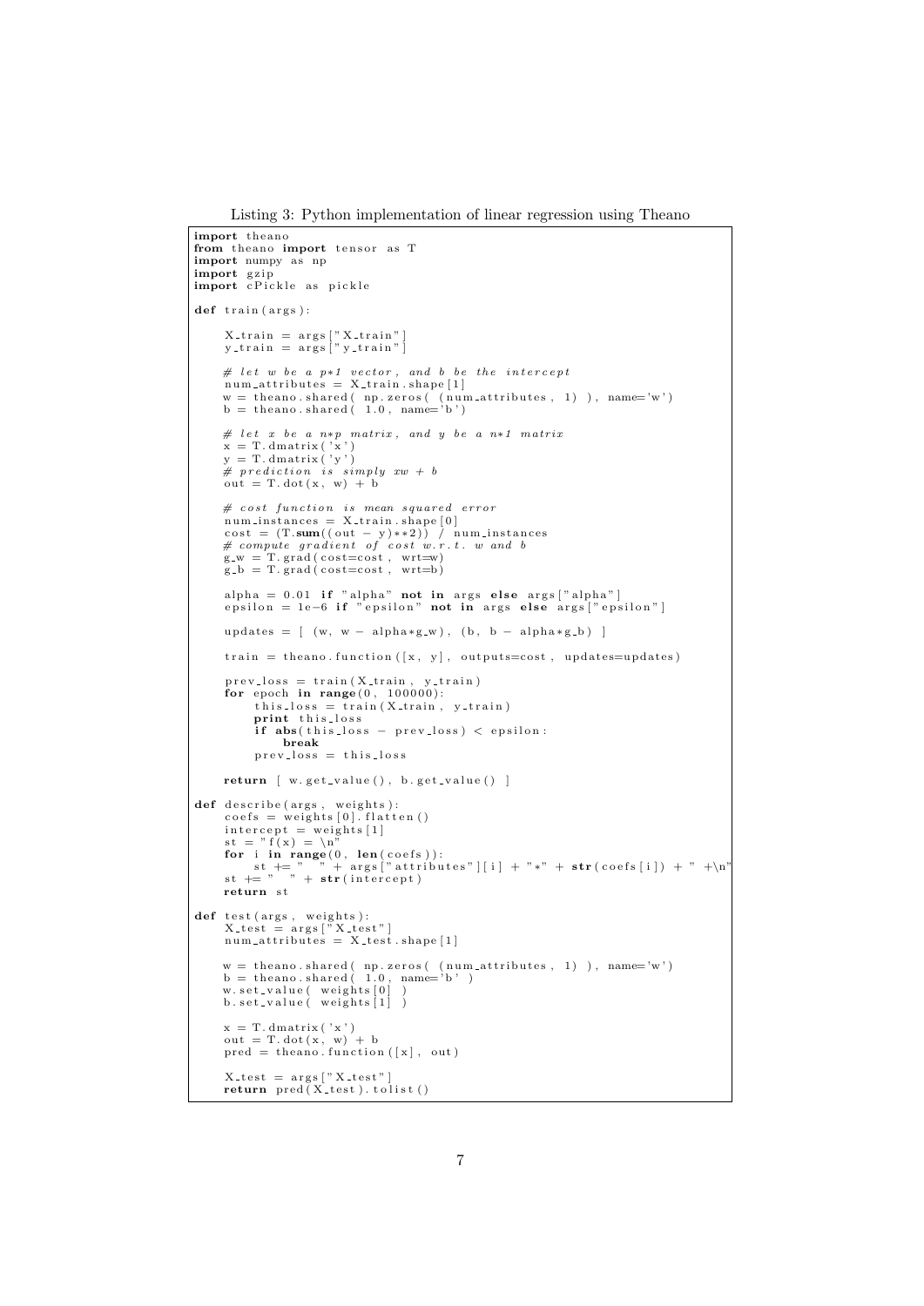Listing 3: Python implementation of linear regression using Theano

```
import theano
from theano import tensor as T
import numpy as np
import gzip
import cPickle as pickle

def train(args):

    X_train = args["X_train"]
    y_train = args["y_train"]

    # let w be a p*1 vector, and b be the intercept
    num_attributes = X_train.shape[1]
    w = theano.shared( np.zeros( (num_attributes, 1) ), name='w')
    b = theano.shared( 1.0, name='b')

    # let x be a n*p matrix, and y be a n*1 matrix
    x = T.dmatrix('x')
    y = T.dmatrix('y')
    # prediction is simply xw + b
    out = T.dot(x, w) + b

    # cost function is mean squared error
    num_instances = X_train.shape[0]
    cost = (T.sum((out - y)**2)) / num_instances
    # compute gradient of cost w.r.t. w and b
    g_w = T.grad(cost=cost, wrt=w)
    g_b = T.grad(cost=cost, wrt=b)

    alpha = 0.01 if "alpha" not in args else args["alpha"]
    epsilon = 1e-6 if "epsilon" not in args else args["epsilon"]

    updates = [ (w, w - alpha*g_w), (b, b - alpha*g_b) ]

    train = theano.function([x, y], outputs=cost, updates=updates)

    prev_loss = train(X_train, y_train)
    for epoch in range(0, 100000):
        this_loss = train(X_train, y_train)
        print this_loss
        if abs(this_loss - prev_loss) < epsilon:
            break
        prev_loss = this_loss

    return [ w.get_value(), b.get_value() ]

def describe(args, weights):
    coefs = weights[0].flatten()
    intercept = weights[1]
    st = "f(x) = \n"
    for i in range(0, len(coefs)):
        st += "  " + args["attributes"][i] + "*" + str(coefs[i]) + " +\n"
    st += "  " + str(intercept)
    return st

def test(args, weights):
    X_test = args["X_test"]
    num_attributes = X_test.shape[1]

    w = theano.shared( np.zeros( (num_attributes, 1) ), name='w')
    b = theano.shared( 1.0, name='b' )
    w.set_value( weights[0] )
    b.set_value( weights[1] )

    x = T.dmatrix('x')
    out = T.dot(x, w) + b
    pred = theano.function([x], out)

    X_test = args["X_test"]
    return pred(X_test).tolist()
```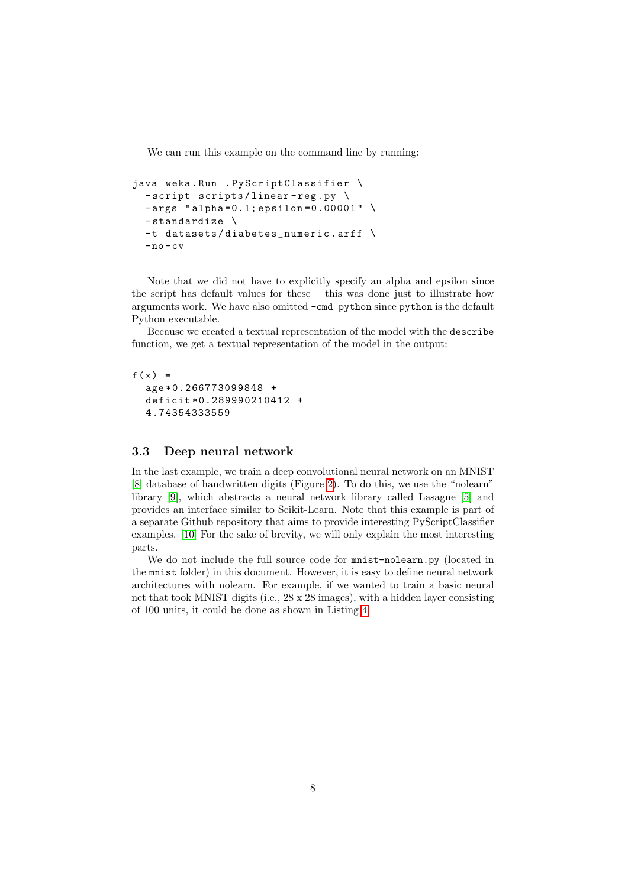We can run this example on the command line by running:

```
java weka.Run .PyScriptClassifier \
  -script scripts/linear-reg.py \
  -args "alpha=0.1;epsilon=0.00001" \
  -standardize \
  -t datasets/diabetes_numeric.arff \
  -no-cv
```

Note that we did not have to explicitly specify an alpha and epsilon since the script has default values for these – this was done just to illustrate how arguments work. We have also omitted `-cmd python` since `python` is the default Python executable.

Because we created a textual representation of the model with the `describe` function, we get a textual representation of the model in the output:

```
f(x) =
  age*0.266773099848 +
  deficit*0.289990210412 +
  4.74354333559
```

### 3.3 Deep neural network

In the last example, we train a deep convolutional neural network on an MNIST [8] database of handwritten digits (Figure 2). To do this, we use the "nolearn" library [9], which abstracts a neural network library called Lasagne [5] and provides an interface similar to Scikit-Learn. Note that this example is part of a separate Github repository that aims to provide interesting PyScriptClassifier examples. [10] For the sake of brevity, we will only explain the most interesting parts.

We do not include the full source code for `mnist-nolearn.py` (located in the `mnist` folder) in this document. However, it is easy to define neural network architectures with nolearn. For example, if we wanted to train a basic neural net that took MNIST digits (i.e., 28 x 28 images), with a hidden layer consisting of 100 units, it could be done as shown in Listing 4.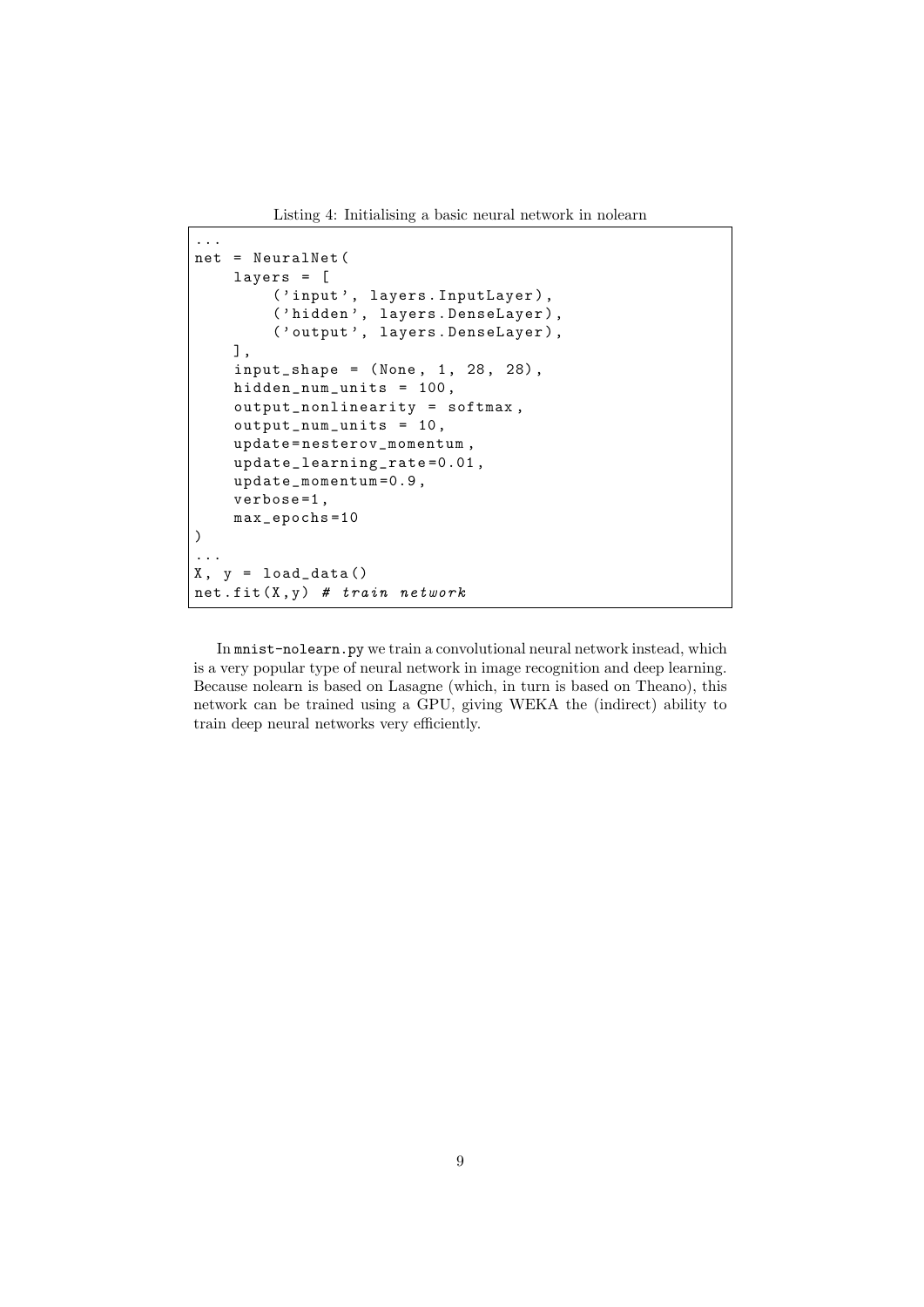Listing 4: Initialising a basic neural network in nolearn

```
...
net = NeuralNet(
    layers = [
        ('input', layers.InputLayer),
        ('hidden', layers.DenseLayer),
        ('output', layers.DenseLayer),
    ],
    input_shape = (None, 1, 28, 28),
    hidden_num_units = 100,
    output_nonlinearity = softmax,
    output_num_units = 10,
    update=nesterov_momentum,
    update_learning_rate=0.01,
    update_momentum=0.9,
    verbose=1,
    max_epochs=10
)
...
X, y = load_data()
net.fit(X,y) # train network
```

In `mnist-nolearn.py` we train a convolutional neural network instead, which is a very popular type of neural network in image recognition and deep learning. Because nolearn is based on Lasagne (which, in turn is based on Theano), this network can be trained using a GPU, giving WEKA the (indirect) ability to train deep neural networks very efficiently.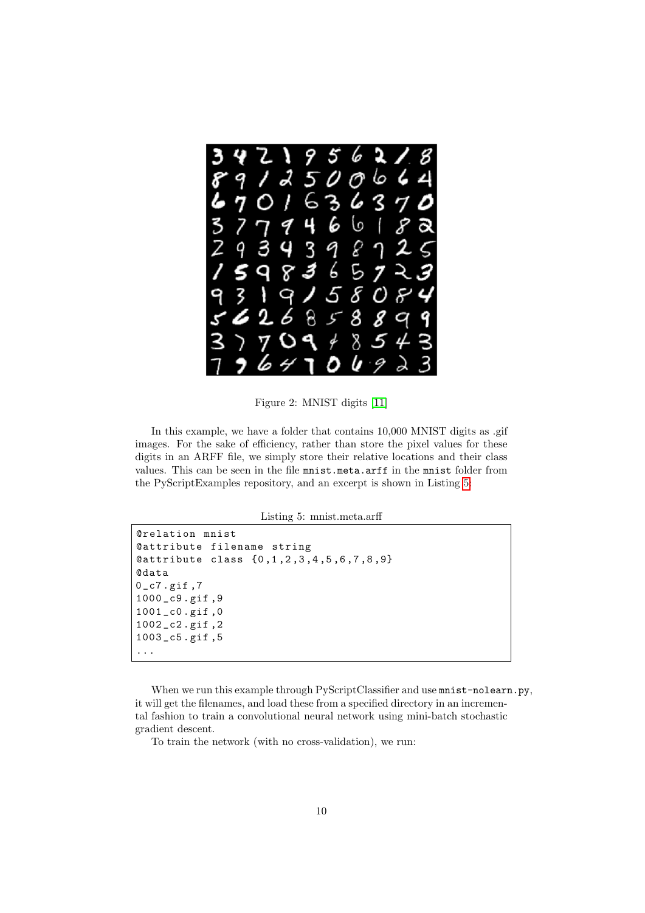Figure 2: MNIST digits [11]

In this example, we have a folder that contains 10,000 MNIST digits as .gif images. For the sake of efficiency, rather than store the pixel values for these digits in an ARFF file, we simply store their relative locations and their class values. This can be seen in the file `mnist.meta.arff` in the `mnist` folder from the PyScriptExamples repository, and an excerpt is shown in Listing 5:

Listing 5: mnist.meta.arff

```
@relation mnist
@attribute filename string
@attribute class {0,1,2,3,4,5,6,7,8,9}
@data
0_c7.gif,7
1000_c9.gif,9
1001_c0.gif,0
1002_c2.gif,2
1003_c5.gif,5
...
```

When we run this example through PyScriptClassifier and use `mnist-nolearn.py`, it will get the filenames, and load these from a specified directory in an incremental fashion to train a convolutional neural network using mini-batch stochastic gradient descent.

To train the network (with no cross-validation), we run: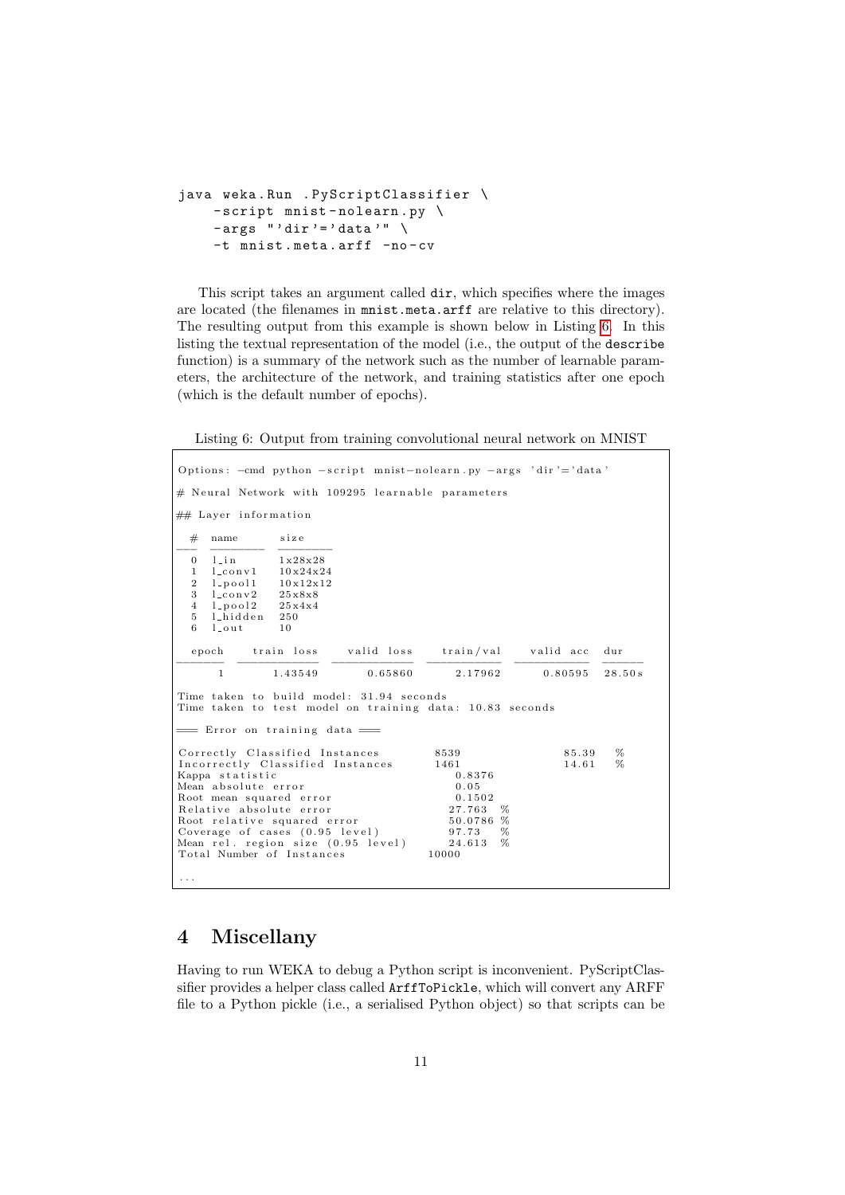```
java weka.Run .PyScriptClassifier \
    -script mnist-nolearn.py \
    -args "'dir'='data'" \
    -t mnist.meta.arff -no-cv
```

This script takes an argument called `dir`, which specifies where the images are located (the filenames in `mnist.meta.arff` are relative to this directory). The resulting output from this example is shown below in Listing 6. In this listing the textual representation of the model (i.e., the output of the `describe` function) is a summary of the network such as the number of learnable parameters, the architecture of the network, and training statistics after one epoch (which is the default number of epochs).

Listing 6: Output from training convolutional neural network on MNIST

```
Options: -cmd python -script mnist-nolearn.py -args 'dir'='data'

# Neural Network with 109295 learnable parameters

## Layer information

  #  name      size
---  --------  --------
  0  l_in      1x28x28
  1  l_conv1   10x24x24
  2  l_pool1   10x12x12
  3  l_conv2   25x8x8
  4  l_pool2   25x4x4
  5  l_hidden  250
  6  l_out     10

  epoch    train loss    valid loss    train/val    valid acc  dur
-------  ------------  ------------  -----------  -----------  ------
      1       1.43549       0.65860      2.17962      0.80595  28.50s

Time taken to build model: 31.94 seconds
Time taken to test model on training data: 10.83 seconds

=== Error on training data ===

Correctly Classified Instances        8539               85.39   %
Incorrectly Classified Instances      1461               14.61   %
Kappa statistic                          0.8376
Mean absolute error                      0.05
Root mean squared error                  0.1502
Relative absolute error                 27.763  %
Root relative squared error             50.0786 %
Coverage of cases (0.95 level)          97.73   %
Mean rel. region size (0.95 level)      24.613  %
Total Number of Instances            10000

...
```

## 4 Miscellany

Having to run WEKA to debug a Python script is inconvenient. PyScriptClassifier provides a helper class called `ArffToPickle`, which will convert any ARFF file to a Python pickle (i.e., a serialised Python object) so that scripts can be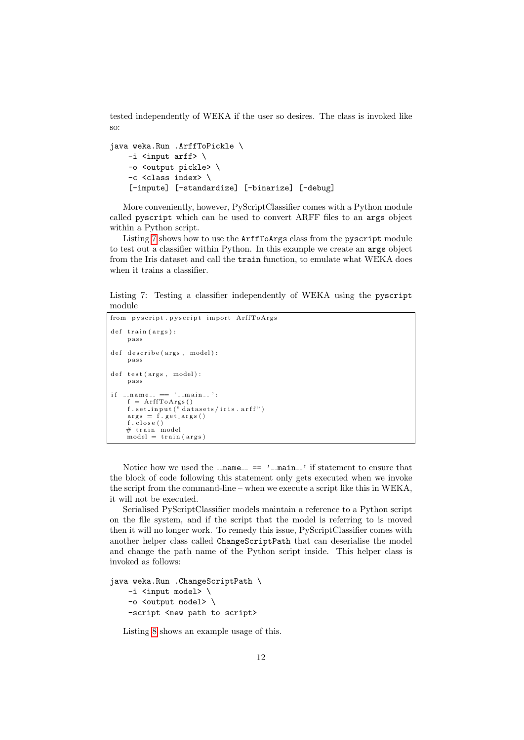tested independently of WEKA if the user so desires. The class is invoked like so:

```
java weka.Run .ArffToPickle \
    -i <input arff> \
    -o <output pickle> \
    -c <class index> \
    [-impute] [-standardize] [-binarize] [-debug]
```

More conveniently, however, PyScriptClassifier comes with a Python module called `pyscript` which can be used to convert ARFF files to an `args` object within a Python script.

Listing 7 shows how to use the `ArffToArgs` class from the `pyscript` module to test out a classifier within Python. In this example we create an `args` object from the Iris dataset and call the `train` function, to emulate what WEKA does when it trains a classifier.

Listing 7: Testing a classifier independently of WEKA using the `pyscript` module

```python
from pyscript.pyscript import ArffToArgs

def train(args):
    pass

def describe(args, model):
    pass

def test(args, model):
    pass

if __name__ == '__main__':
    f = ArffToArgs()
    f.set_input("datasets/iris.arff")
    args = f.get_args()
    f.close()
    # train model
    model = train(args)
```

Notice how we used the `__name__ == '__main__'` if statement to ensure that the block of code following this statement only gets executed when we invoke the script from the command-line – when we execute a script like this in WEKA, it will not be executed.

Serialised PyScriptClassifier models maintain a reference to a Python script on the file system, and if the script that the model is referring to is moved then it will no longer work. To remedy this issue, PyScriptClassifier comes with another helper class called `ChangeScriptPath` that can deserialise the model and change the path name of the Python script inside. This helper class is invoked as follows:

```
java weka.Run .ChangeScriptPath \
    -i <input model> \
    -o <output model> \
    -script <new path to script>
```

Listing 8 shows an example usage of this.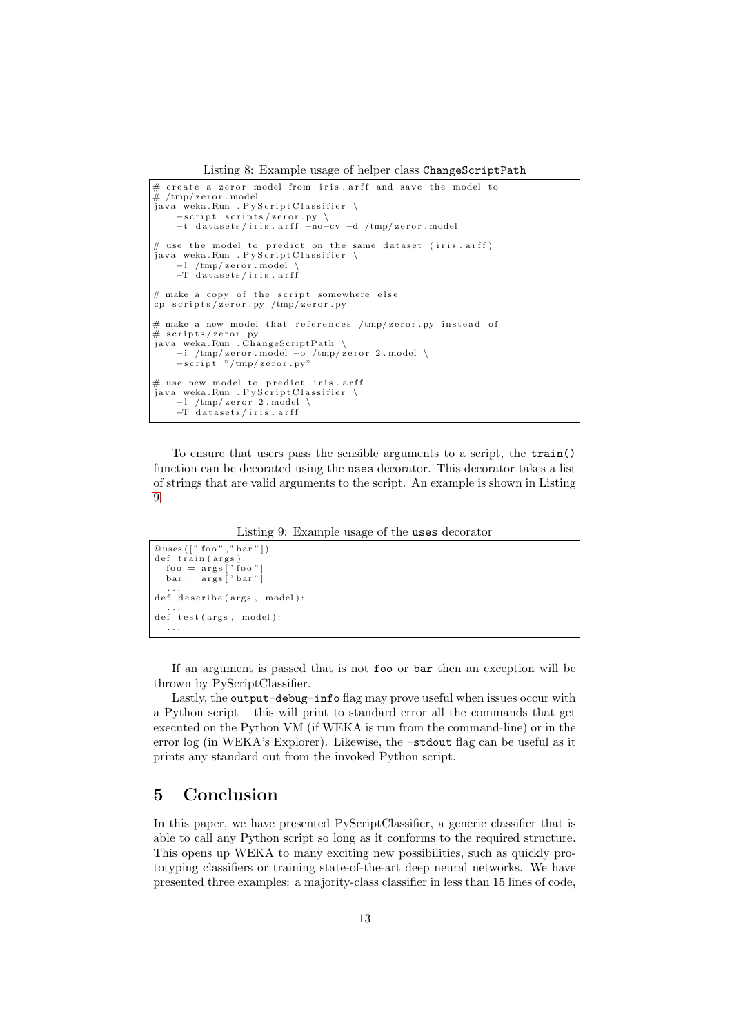Listing 8: Example usage of helper class `ChangeScriptPath`

```
# create a zeror model from iris.arff and save the model to
# /tmp/zeror.model
java weka.Run .PyScriptClassifier \
    -script scripts/zeror.py \
    -t datasets/iris.arff -no-cv -d /tmp/zeror.model

# use the model to predict on the same dataset (iris.arff)
java weka.Run .PyScriptClassifier \
    -l /tmp/zeror.model \
    -T datasets/iris.arff

# make a copy of the script somewhere else
cp scripts/zeror.py /tmp/zeror.py

# make a new model that references /tmp/zeror.py instead of
# scripts/zeror.py
java weka.Run .ChangeScriptPath \
    -i /tmp/zeror.model -o /tmp/zeror_2.model \
    -script "/tmp/zeror.py"

# use new model to predict iris.arff
java weka.Run .PyScriptClassifier \
    -l /tmp/zeror_2.model \
    -T datasets/iris.arff
```

To ensure that users pass the sensible arguments to a script, the `train()` function can be decorated using the `uses` decorator. This decorator takes a list of strings that are valid arguments to the script. An example is shown in Listing 9.

Listing 9: Example usage of the `uses` decorator

```
@uses(["foo","bar"])
def train(args):
  foo = args["foo"]
  bar = args["bar"]
  ...
def describe(args, model):
  ...
def test(args, model):
  ...
```

If an argument is passed that is not `foo` or `bar` then an exception will be thrown by PyScriptClassifier.

Lastly, the `output-debug-info` flag may prove useful when issues occur with a Python script – this will print to standard error all the commands that get executed on the Python VM (if WEKA is run from the command-line) or in the error log (in WEKA's Explorer). Likewise, the `-stdout` flag can be useful as it prints any standard out from the invoked Python script.

## 5 Conclusion

In this paper, we have presented PyScriptClassifier, a generic classifier that is able to call any Python script so long as it conforms to the required structure. This opens up WEKA to many exciting new possibilities, such as quickly prototyping classifiers or training state-of-the-art deep neural networks. We have presented three examples: a majority-class classifier in less than 15 lines of code,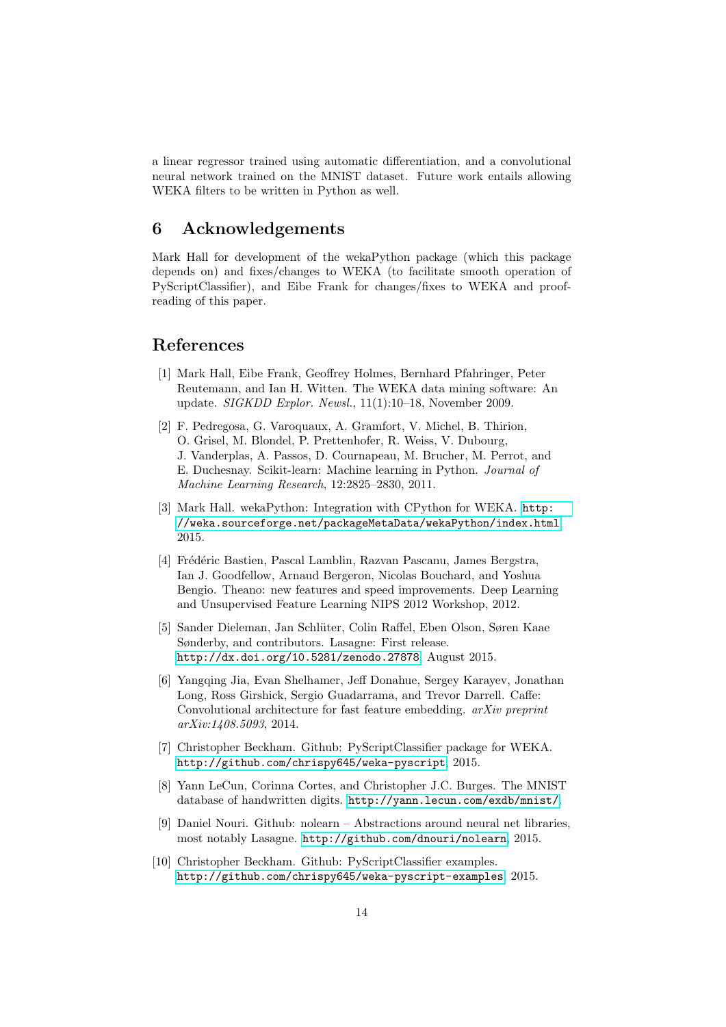a linear regressor trained using automatic differentiation, and a convolutional neural network trained on the MNIST dataset. Future work entails allowing WEKA filters to be written in Python as well.

## 6 Acknowledgements

Mark Hall for development of the wekaPython package (which this package depends on) and fixes/changes to WEKA (to facilitate smooth operation of PyScriptClassifier), and Eibe Frank for changes/fixes to WEKA and proof-reading of this paper.

## References

[1] Mark Hall, Eibe Frank, Geoffrey Holmes, Bernhard Pfahringer, Peter Reutemann, and Ian H. Witten. The WEKA data mining software: An update. *SIGKDD Explor. Newsl.*, 11(1):10–18, November 2009.

[2] F. Pedregosa, G. Varoquaux, A. Gramfort, V. Michel, B. Thirion, O. Grisel, M. Blondel, P. Prettenhofer, R. Weiss, V. Dubourg, J. Vanderplas, A. Passos, D. Cournapeau, M. Brucher, M. Perrot, and E. Duchesnay. Scikit-learn: Machine learning in Python. *Journal of Machine Learning Research*, 12:2825–2830, 2011.

[3] Mark Hall. wekaPython: Integration with CPython for WEKA. `http://weka.sourceforge.net/packageMetaData/wekaPython/index.html`, 2015.

[4] Frédéric Bastien, Pascal Lamblin, Razvan Pascanu, James Bergstra, Ian J. Goodfellow, Arnaud Bergeron, Nicolas Bouchard, and Yoshua Bengio. Theano: new features and speed improvements. Deep Learning and Unsupervised Feature Learning NIPS 2012 Workshop, 2012.

[5] Sander Dieleman, Jan Schlüter, Colin Raffel, Eben Olson, Søren Kaae Sønderby, and contributors. Lasagne: First release. `http://dx.doi.org/10.5281/zenodo.27878`, August 2015.

[6] Yangqing Jia, Evan Shelhamer, Jeff Donahue, Sergey Karayev, Jonathan Long, Ross Girshick, Sergio Guadarrama, and Trevor Darrell. Caffe: Convolutional architecture for fast feature embedding. *arXiv preprint arXiv:1408.5093*, 2014.

[7] Christopher Beckham. Github: PyScriptClassifier package for WEKA. `http://github.com/chrispy645/weka-pyscript`, 2015.

[8] Yann LeCun, Corinna Cortes, and Christopher J.C. Burges. The MNIST database of handwritten digits. `http://yann.lecun.com/exdb/mnist/`.

[9] Daniel Nouri. Github: nolearn – Abstractions around neural net libraries, most notably Lasagne. `http://github.com/dnouri/nolearn`, 2015.

[10] Christopher Beckham. Github: PyScriptClassifier examples. `http://github.com/chrispy645/weka-pyscript-examples`, 2015.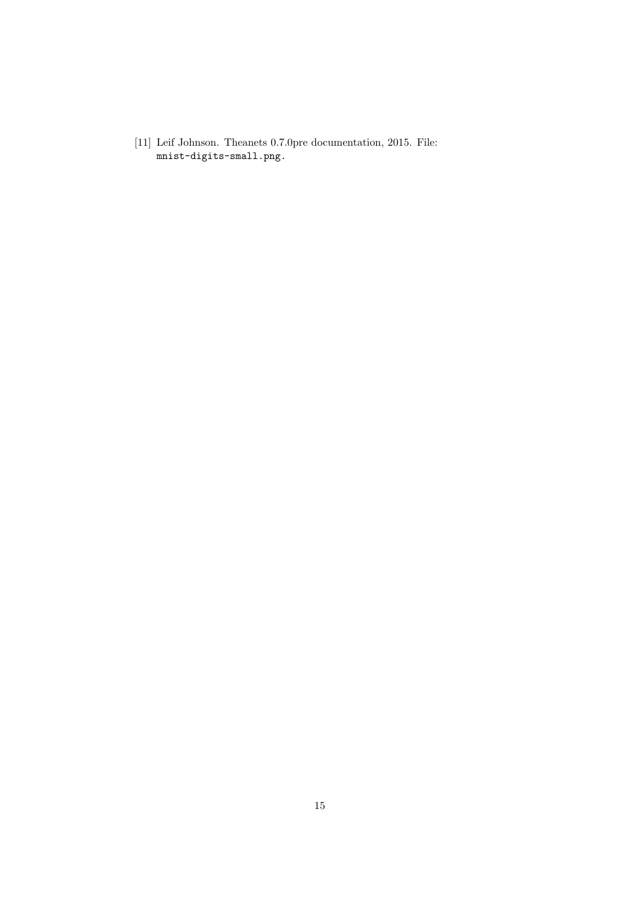[11] Leif Johnson. Theanets 0.7.0pre documentation, 2015. File: `mnist-digits-small.png`.